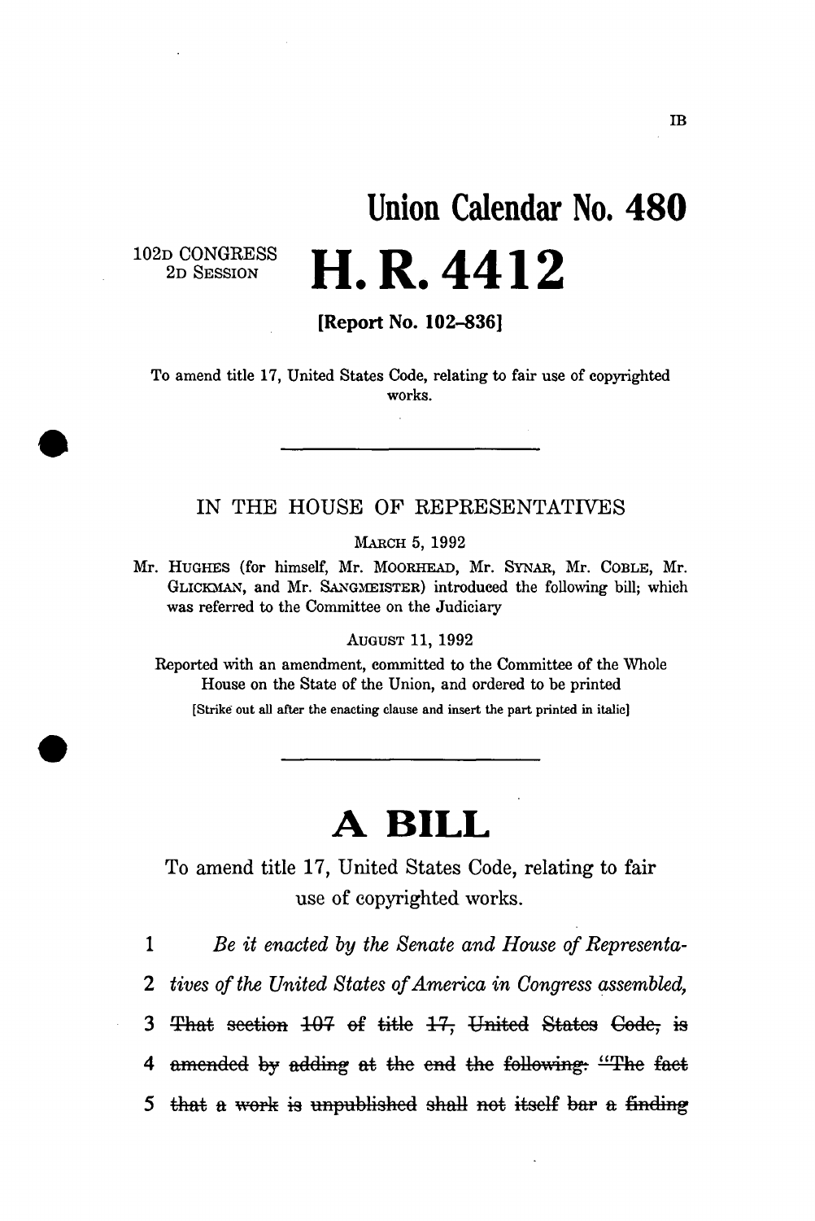IB

# Union Calendar No. 480

102D CONGRESS
2D SESSION

# H. R. 4412

**[Report No. 102–836]**

To amend title 17, United States Code, relating to fair use of copyrighted works.

---

IN THE HOUSE OF REPRESENTATIVES

MARCH 5, 1992

Mr. HUGHES (for himself, Mr. MOORHEAD, Mr. SYNAR, Mr. COBLE, Mr. GLICKMAN, and Mr. SANGMEISTER) introduced the following bill; which was referred to the Committee on the Judiciary

AUGUST 11, 1992

Reported with an amendment, committed to the Committee of the Whole House on the State of the Union, and ordered to be printed

[Strike out all after the enacting clause and insert the part printed in italic]

---

# A BILL

To amend title 17, United States Code, relating to fair use of copyrighted works.

1 *Be it enacted by the Senate and House of Representa-*

2 *tives of the United States of America in Congress assembled,*

3 ~~That section 107 of title 17, United States Code, is~~

4 ~~amended by adding at the end the following: "The fact~~

5 ~~that a work is unpublished shall not itself bar a finding~~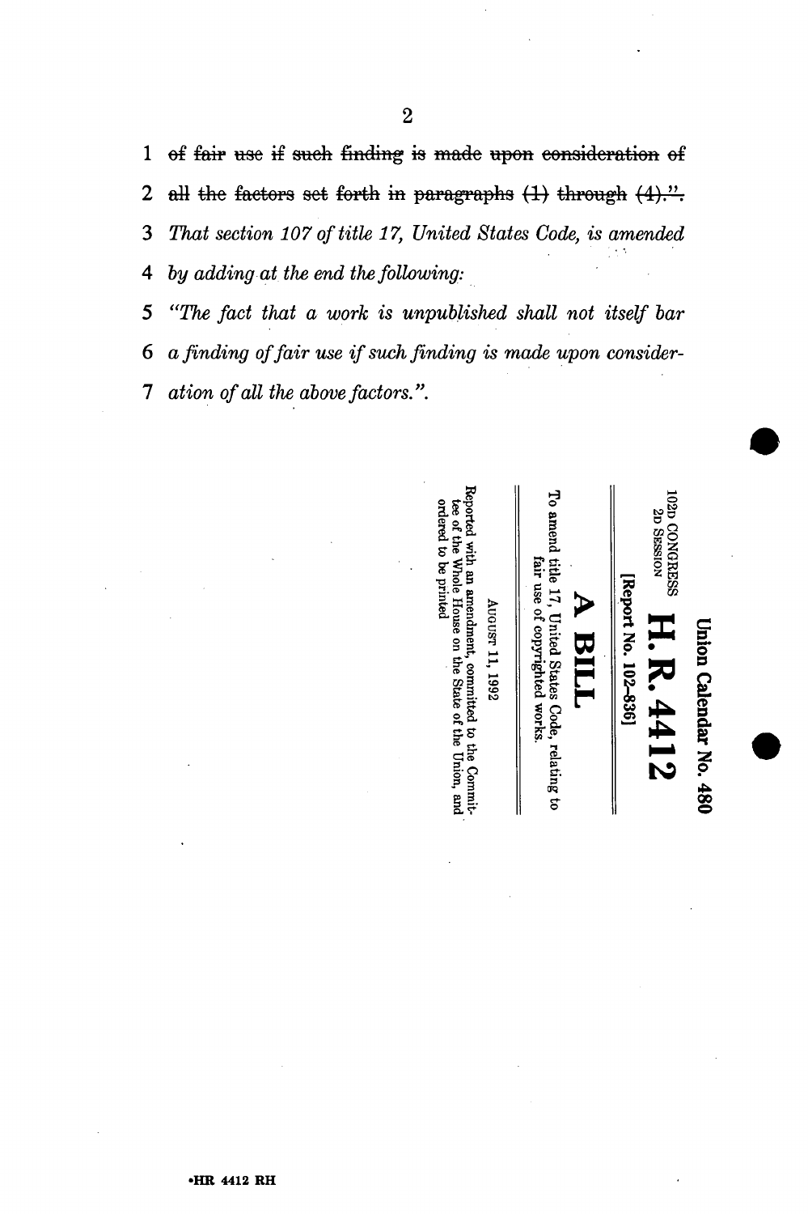1 ~~of fair use if such finding is made upon consideration of~~

2 ~~all the factors set forth in paragraphs (1) through (4).".~~

3 *That section 107 of title 17, United States Code, is amended*

4 *by adding at the end the following:*

5 *"The fact that a work is unpublished shall not itself bar*

6 *a finding of fair use if such finding is made upon consider-*

7 *ation of all the above factors.".*

**Union Calendar No. 480**

102D CONGRESS
2D SESSION

# H. R. 4412

**[Report No. 102-836]**

# A BILL

To amend title 17, United States Code, relating to fair use of copyrighted works.

AUGUST 11, 1992

Reported with an amendment, committed to the Committee of the Whole House on the State of the Union, and ordered to be printed

•HR 4412 RH